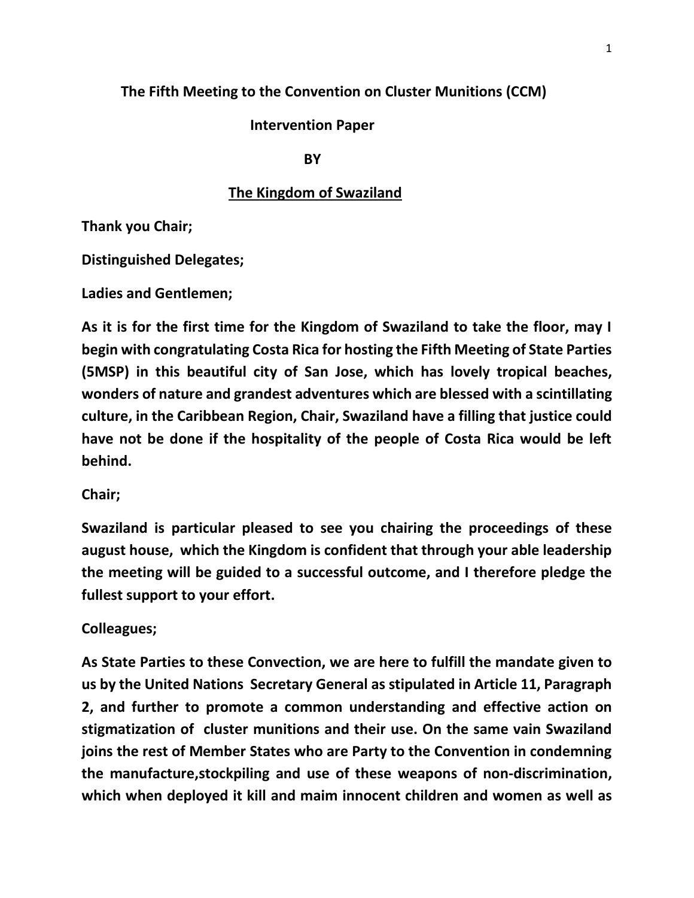**The Fifth Meeting to the Convention on Cluster Munitions (CCM)**

**Intervention Paper**

**BY**

**<u>The Kingdom of Swaziland</u>**

**Thank you Chair;**

**Distinguished Delegates;**

**Ladies and Gentlemen;**

**As it is for the first time for the Kingdom of Swaziland to take the floor, may I begin with congratulating Costa Rica for hosting the Fifth Meeting of State Parties (5MSP) in this beautiful city of San Jose, which has lovely tropical beaches, wonders of nature and grandest adventures which are blessed with a scintillating culture, in the Caribbean Region, Chair, Swaziland have a filling that justice could have not be done if the hospitality of the people of Costa Rica would be left behind.**

**Chair;**

**Swaziland is particular pleased to see you chairing the proceedings of these august house, which the Kingdom is confident that through your able leadership the meeting will be guided to a successful outcome, and I therefore pledge the fullest support to your effort.**

**Colleagues;**

**As State Parties to these Convection, we are here to fulfill the mandate given to us by the United Nations Secretary General as stipulated in Article 11, Paragraph 2, and further to promote a common understanding and effective action on stigmatization of cluster munitions and their use. On the same vain Swaziland joins the rest of Member States who are Party to the Convention in condemning the manufacture,stockpiling and use of these weapons of non-discrimination, which when deployed it kill and maim innocent children and women as well as**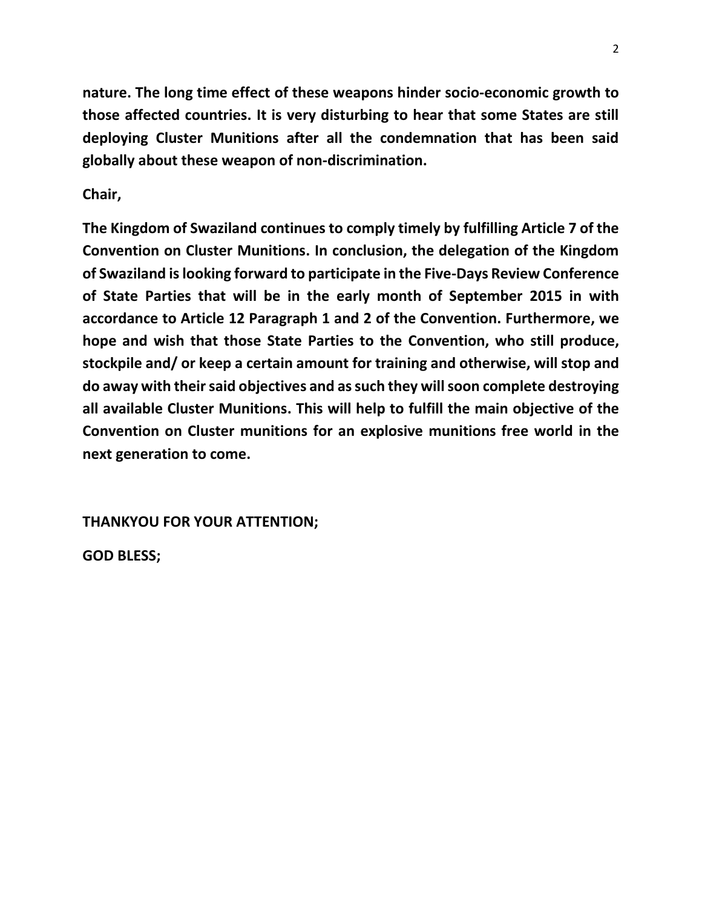**nature. The long time effect of these weapons hinder socio-economic growth to those affected countries. It is very disturbing to hear that some States are still deploying Cluster Munitions after all the condemnation that has been said globally about these weapon of non-discrimination.**

**Chair,**

**The Kingdom of Swaziland continues to comply timely by fulfilling Article 7 of the Convention on Cluster Munitions. In conclusion, the delegation of the Kingdom of Swaziland is looking forward to participate in the Five-Days Review Conference of State Parties that will be in the early month of September 2015 in with accordance to Article 12 Paragraph 1 and 2 of the Convention. Furthermore, we hope and wish that those State Parties to the Convention, who still produce, stockpile and/ or keep a certain amount for training and otherwise, will stop and do away with their said objectives and as such they will soon complete destroying all available Cluster Munitions. This will help to fulfill the main objective of the Convention on Cluster munitions for an explosive munitions free world in the next generation to come.**

**THANKYOU FOR YOUR ATTENTION;**

**GOD BLESS;**